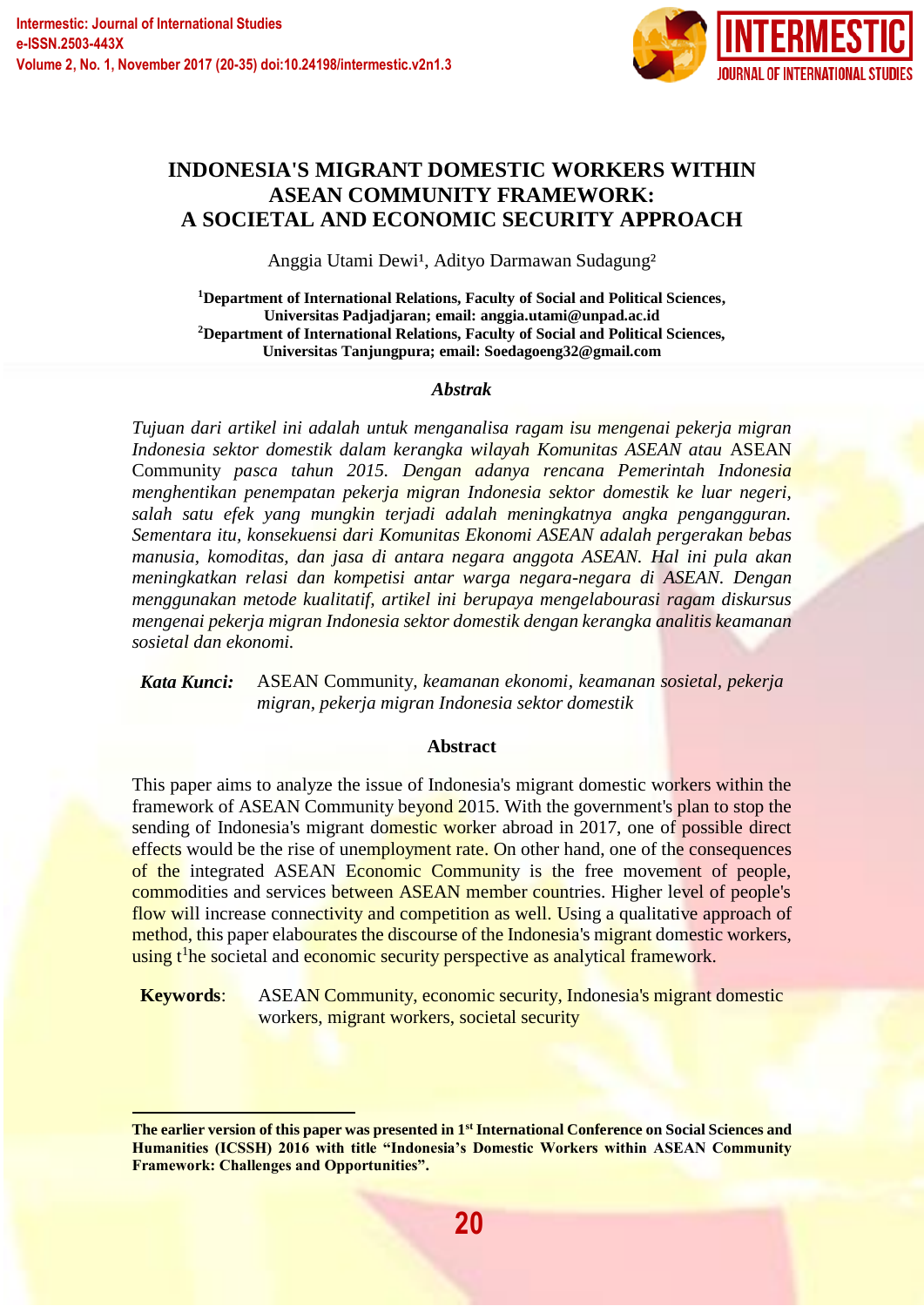# INDONESIA'S MIGRANT DOMESTIC WORKERS WITHIN ASEAN COMMUNITY FRAMEWORK: A SOCIETAL AND ECONOMIC SECURITY APPROACH

Anggia Utami Dewi[1], Adityo Darmawan Sudagung[2]

**[1]Department of International Relations, Faculty of Social and Political Sciences, Universitas Padjadjaran; email: anggia.utami@unpad.ac.id**
**[2]Department of International Relations, Faculty of Social and Political Sciences, Universitas Tanjungpura; email: Soedagoeng32@gmail.com**

### *Abstrak*

*Tujuan dari artikel ini adalah untuk menganalisa ragam isu mengenai pekerja migran Indonesia sektor domestik dalam kerangka wilayah Komunitas ASEAN atau* ASEAN Community *pasca tahun 2015. Dengan adanya rencana Pemerintah Indonesia menghentikan penempatan pekerja migran Indonesia sektor domestik ke luar negeri, salah satu efek yang mungkin terjadi adalah meningkatnya angka pengangguran. Sementara itu, konsekuensi dari Komunitas Ekonomi ASEAN adalah pergerakan bebas manusia, komoditas, dan jasa di antara negara anggota ASEAN. Hal ini pula akan meningkatkan relasi dan kompetisi antar warga negara-negara di ASEAN. Dengan menggunakan metode kualitatif, artikel ini berupaya mengelabourasi ragam diskursus mengenai pekerja migran Indonesia sektor domestik dengan kerangka analitis keamanan sosietal dan ekonomi.*

***Kata Kunci:*** ASEAN Community, *keamanan ekonomi, keamanan sosietal, pekerja migran, pekerja migran Indonesia sektor domestik*

### Abstract

This paper aims to analyze the issue of Indonesia's migrant domestic workers within the framework of ASEAN Community beyond 2015. With the government's plan to stop the sending of Indonesia's migrant domestic worker abroad in 2017, one of possible direct effects would be the rise of unemployment rate. On other hand, one of the consequences of the integrated ASEAN Economic Community is the free movement of people, commodities and services between ASEAN member countries. Higher level of people's flow will increase connectivity and competition as well. Using a qualitative approach of method, this paper elabourates the discourse of the Indonesia's migrant domestic workers, using t[1]he societal and economic security perspective as analytical framework.

**Keywords**: ASEAN Community, economic security, Indonesia's migrant domestic workers, migrant workers, societal security

---

**The earlier version of this paper was presented in 1st International Conference on Social Sciences and Humanities (ICSSH) 2016 with title "Indonesia's Domestic Workers within ASEAN Community Framework: Challenges and Opportunities".**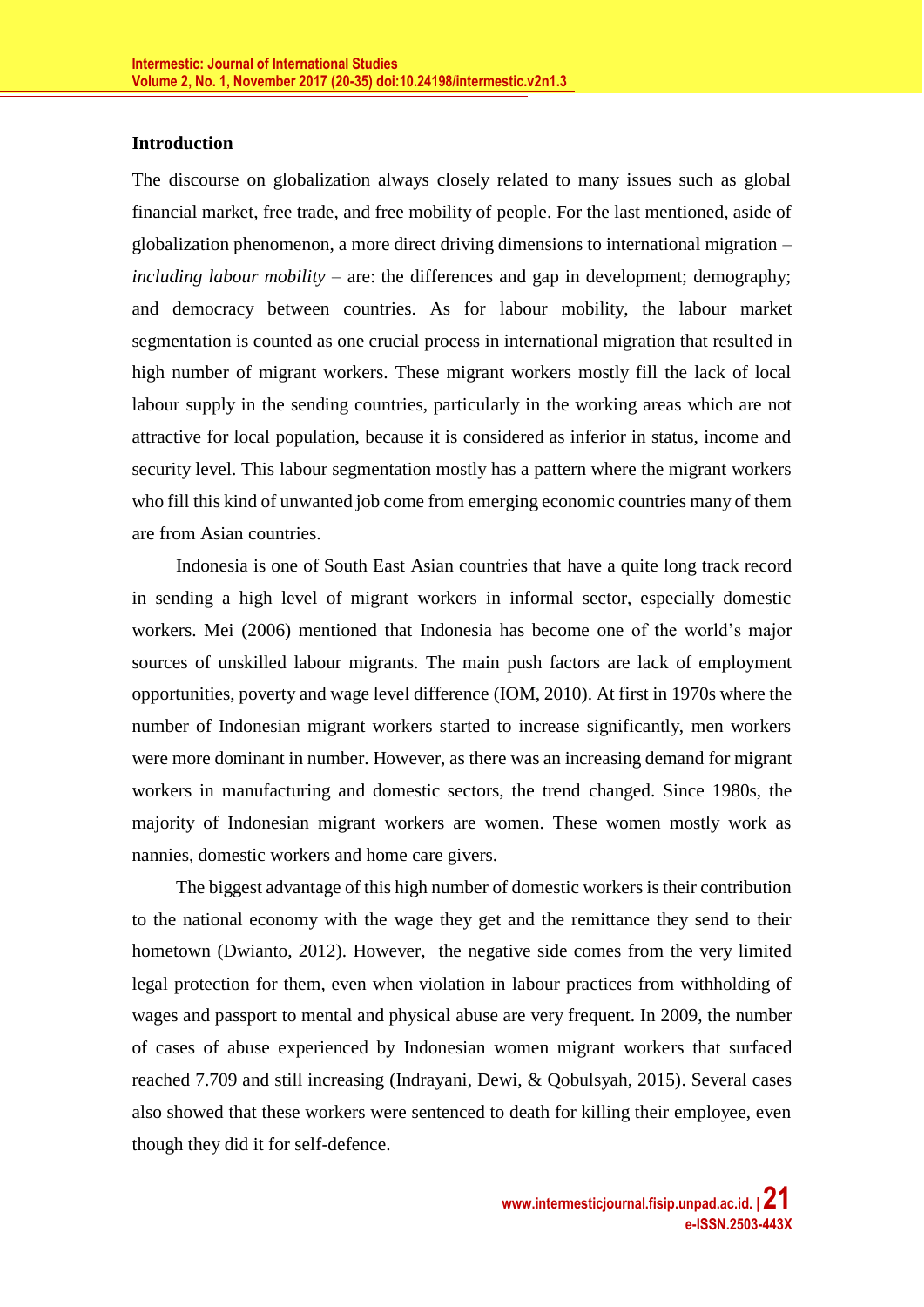## Introduction

The discourse on globalization always closely related to many issues such as global financial market, free trade, and free mobility of people. For the last mentioned, aside of globalization phenomenon, a more direct driving dimensions to international migration – *including labour mobility* – are: the differences and gap in development; demography; and democracy between countries. As for labour mobility, the labour market segmentation is counted as one crucial process in international migration that resulted in high number of migrant workers. These migrant workers mostly fill the lack of local labour supply in the sending countries, particularly in the working areas which are not attractive for local population, because it is considered as inferior in status, income and security level. This labour segmentation mostly has a pattern where the migrant workers who fill this kind of unwanted job come from emerging economic countries many of them are from Asian countries.

Indonesia is one of South East Asian countries that have a quite long track record in sending a high level of migrant workers in informal sector, especially domestic workers. Mei (2006) mentioned that Indonesia has become one of the world's major sources of unskilled labour migrants. The main push factors are lack of employment opportunities, poverty and wage level difference (IOM, 2010). At first in 1970s where the number of Indonesian migrant workers started to increase significantly, men workers were more dominant in number. However, as there was an increasing demand for migrant workers in manufacturing and domestic sectors, the trend changed. Since 1980s, the majority of Indonesian migrant workers are women. These women mostly work as nannies, domestic workers and home care givers.

The biggest advantage of this high number of domestic workers is their contribution to the national economy with the wage they get and the remittance they send to their hometown (Dwianto, 2012). However, the negative side comes from the very limited legal protection for them, even when violation in labour practices from withholding of wages and passport to mental and physical abuse are very frequent. In 2009, the number of cases of abuse experienced by Indonesian women migrant workers that surfaced reached 7.709 and still increasing (Indrayani, Dewi, & Qobulsyah, 2015). Several cases also showed that these workers were sentenced to death for killing their employee, even though they did it for self-defence.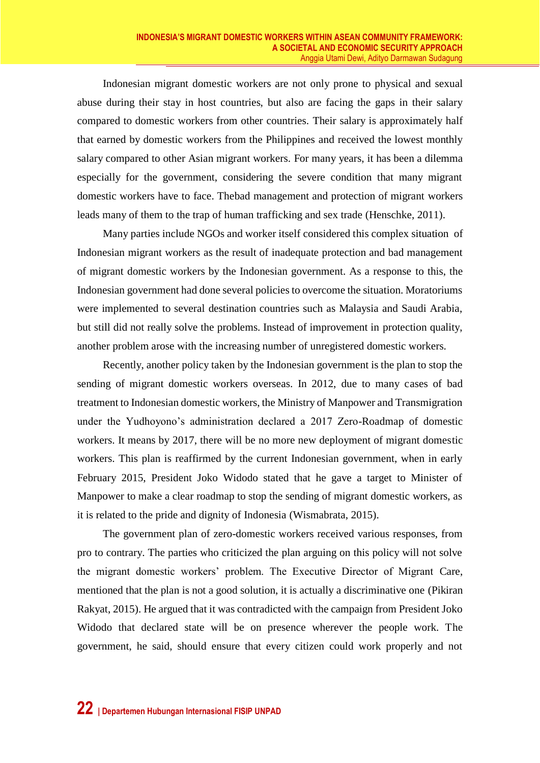Indonesian migrant domestic workers are not only prone to physical and sexual abuse during their stay in host countries, but also are facing the gaps in their salary compared to domestic workers from other countries. Their salary is approximately half that earned by domestic workers from the Philippines and received the lowest monthly salary compared to other Asian migrant workers. For many years, it has been a dilemma especially for the government, considering the severe condition that many migrant domestic workers have to face. Thebad management and protection of migrant workers leads many of them to the trap of human trafficking and sex trade (Henschke, 2011).

Many parties include NGOs and worker itself considered this complex situation of Indonesian migrant workers as the result of inadequate protection and bad management of migrant domestic workers by the Indonesian government. As a response to this, the Indonesian government had done several policies to overcome the situation. Moratoriums were implemented to several destination countries such as Malaysia and Saudi Arabia, but still did not really solve the problems. Instead of improvement in protection quality, another problem arose with the increasing number of unregistered domestic workers.

Recently, another policy taken by the Indonesian government is the plan to stop the sending of migrant domestic workers overseas. In 2012, due to many cases of bad treatment to Indonesian domestic workers, the Ministry of Manpower and Transmigration under the Yudhoyono's administration declared a 2017 Zero-Roadmap of domestic workers. It means by 2017, there will be no more new deployment of migrant domestic workers. This plan is reaffirmed by the current Indonesian government, when in early February 2015, President Joko Widodo stated that he gave a target to Minister of Manpower to make a clear roadmap to stop the sending of migrant domestic workers, as it is related to the pride and dignity of Indonesia (Wismabrata, 2015).

The government plan of zero-domestic workers received various responses, from pro to contrary. The parties who criticized the plan arguing on this policy will not solve the migrant domestic workers' problem. The Executive Director of Migrant Care, mentioned that the plan is not a good solution, it is actually a discriminative one (Pikiran Rakyat, 2015). He argued that it was contradicted with the campaign from President Joko Widodo that declared state will be on presence wherever the people work. The government, he said, should ensure that every citizen could work properly and not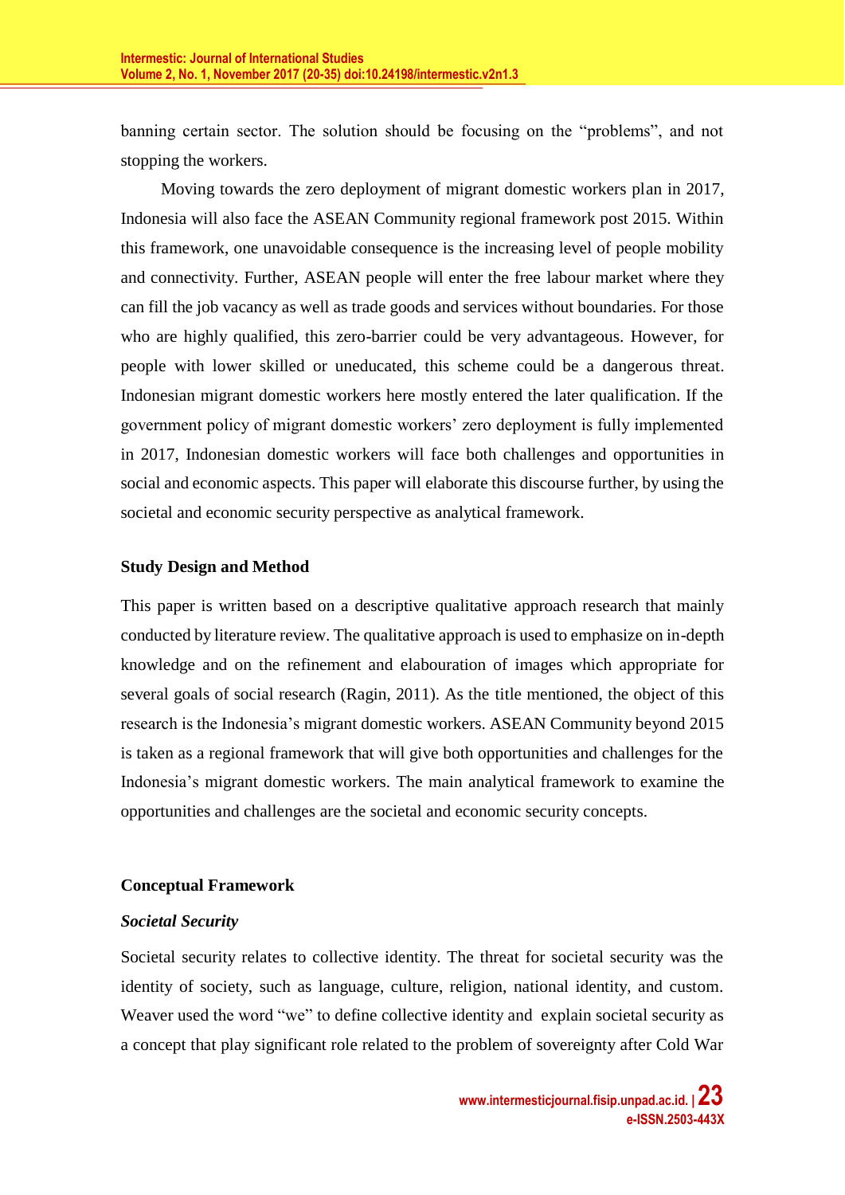banning certain sector. The solution should be focusing on the "problems", and not stopping the workers.

Moving towards the zero deployment of migrant domestic workers plan in 2017, Indonesia will also face the ASEAN Community regional framework post 2015. Within this framework, one unavoidable consequence is the increasing level of people mobility and connectivity. Further, ASEAN people will enter the free labour market where they can fill the job vacancy as well as trade goods and services without boundaries. For those who are highly qualified, this zero-barrier could be very advantageous. However, for people with lower skilled or uneducated, this scheme could be a dangerous threat. Indonesian migrant domestic workers here mostly entered the later qualification. If the government policy of migrant domestic workers' zero deployment is fully implemented in 2017, Indonesian domestic workers will face both challenges and opportunities in social and economic aspects. This paper will elaborate this discourse further, by using the societal and economic security perspective as analytical framework.

## Study Design and Method

This paper is written based on a descriptive qualitative approach research that mainly conducted by literature review. The qualitative approach is used to emphasize on in-depth knowledge and on the refinement and elabouration of images which appropriate for several goals of social research (Ragin, 2011). As the title mentioned, the object of this research is the Indonesia's migrant domestic workers. ASEAN Community beyond 2015 is taken as a regional framework that will give both opportunities and challenges for the Indonesia's migrant domestic workers. The main analytical framework to examine the opportunities and challenges are the societal and economic security concepts.

## Conceptual Framework

### *Societal Security*

Societal security relates to collective identity. The threat for societal security was the identity of society, such as language, culture, religion, national identity, and custom. Weaver used the word "we" to define collective identity and explain societal security as a concept that play significant role related to the problem of sovereignty after Cold War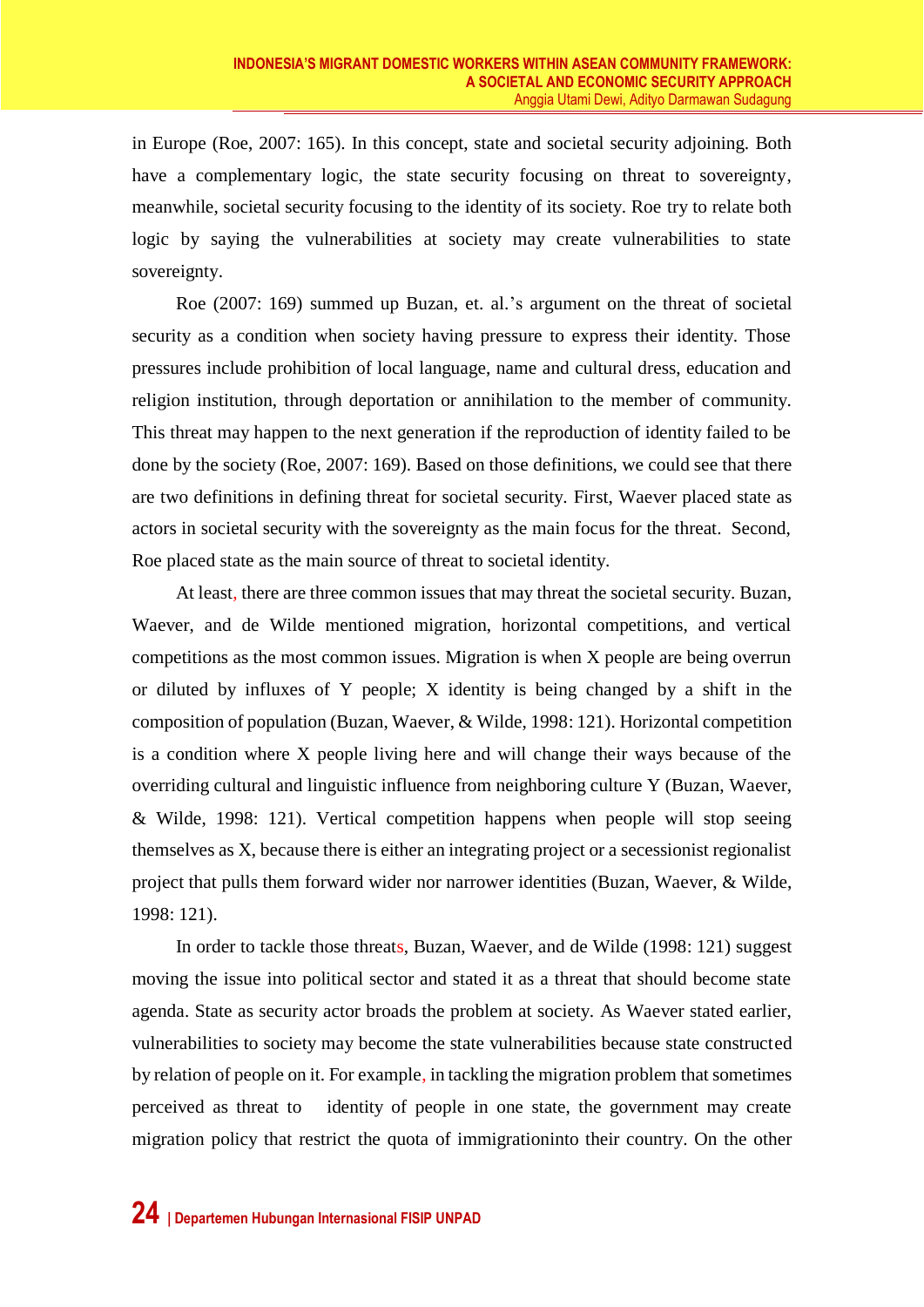in Europe (Roe, 2007: 165). In this concept, state and societal security adjoining. Both have a complementary logic, the state security focusing on threat to sovereignty, meanwhile, societal security focusing to the identity of its society. Roe try to relate both logic by saying the vulnerabilities at society may create vulnerabilities to state sovereignty.

Roe (2007: 169) summed up Buzan, et. al.'s argument on the threat of societal security as a condition when society having pressure to express their identity. Those pressures include prohibition of local language, name and cultural dress, education and religion institution, through deportation or annihilation to the member of community. This threat may happen to the next generation if the reproduction of identity failed to be done by the society (Roe, 2007: 169). Based on those definitions, we could see that there are two definitions in defining threat for societal security. First, Waever placed state as actors in societal security with the sovereignty as the main focus for the threat. Second, Roe placed state as the main source of threat to societal identity.

At least, there are three common issues that may threat the societal security. Buzan, Waever, and de Wilde mentioned migration, horizontal competitions, and vertical competitions as the most common issues. Migration is when X people are being overrun or diluted by influxes of Y people; X identity is being changed by a shift in the composition of population (Buzan, Waever, & Wilde, 1998: 121). Horizontal competition is a condition where X people living here and will change their ways because of the overriding cultural and linguistic influence from neighboring culture Y (Buzan, Waever, & Wilde, 1998: 121). Vertical competition happens when people will stop seeing themselves as X, because there is either an integrating project or a secessionist regionalist project that pulls them forward wider nor narrower identities (Buzan, Waever, & Wilde, 1998: 121).

In order to tackle those threats, Buzan, Waever, and de Wilde (1998: 121) suggest moving the issue into political sector and stated it as a threat that should become state agenda. State as security actor broads the problem at society. As Waever stated earlier, vulnerabilities to society may become the state vulnerabilities because state constructed by relation of people on it. For example, in tackling the migration problem that sometimes perceived as threat to identity of people in one state, the government may create migration policy that restrict the quota of immigrationinto their country. On the other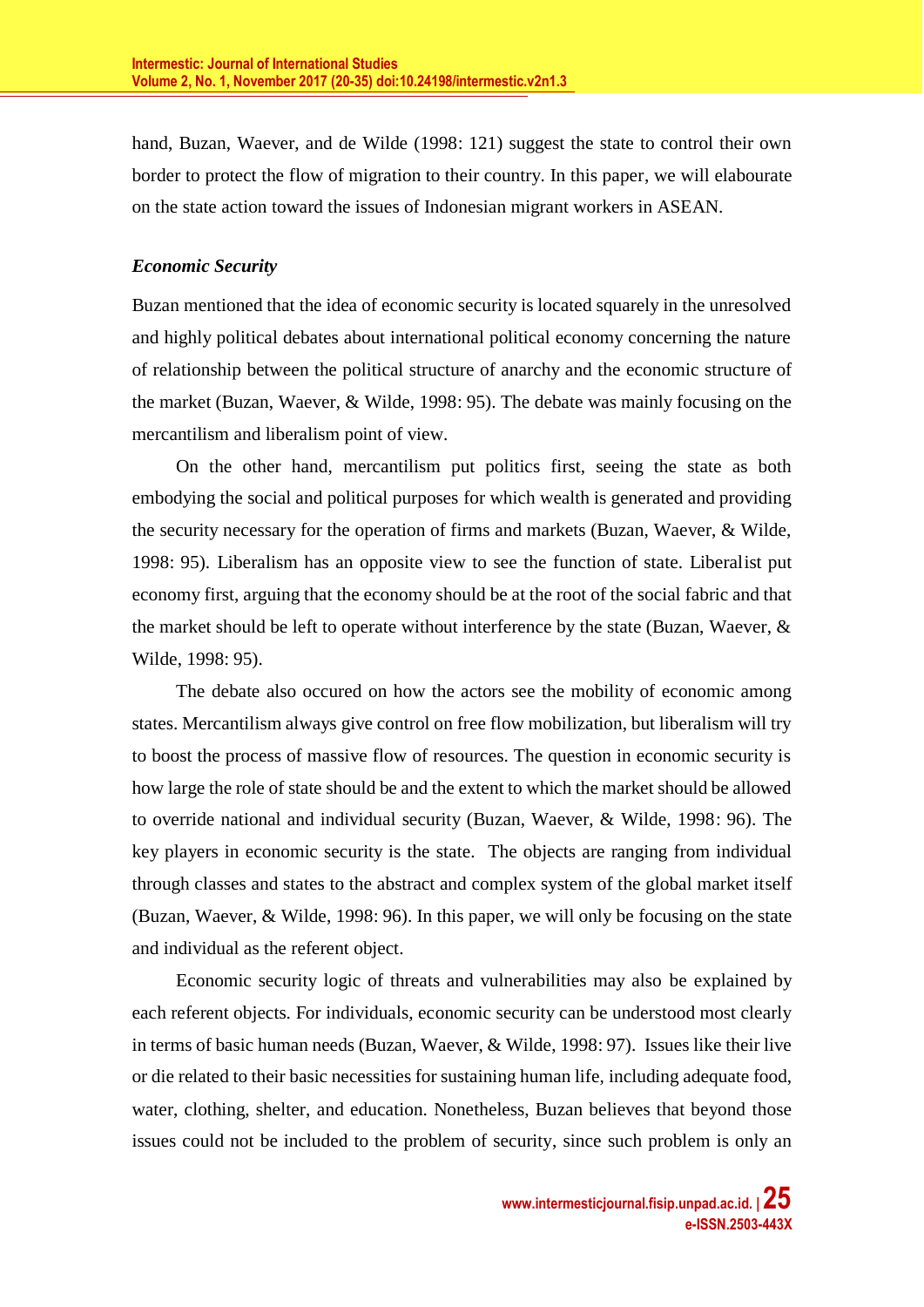hand, Buzan, Waever, and de Wilde (1998: 121) suggest the state to control their own border to protect the flow of migration to their country. In this paper, we will elabourate on the state action toward the issues of Indonesian migrant workers in ASEAN.

### *Economic Security*

Buzan mentioned that the idea of economic security is located squarely in the unresolved and highly political debates about international political economy concerning the nature of relationship between the political structure of anarchy and the economic structure of the market (Buzan, Waever, & Wilde, 1998: 95). The debate was mainly focusing on the mercantilism and liberalism point of view.

On the other hand, mercantilism put politics first, seeing the state as both embodying the social and political purposes for which wealth is generated and providing the security necessary for the operation of firms and markets (Buzan, Waever, & Wilde, 1998: 95). Liberalism has an opposite view to see the function of state. Liberalist put economy first, arguing that the economy should be at the root of the social fabric and that the market should be left to operate without interference by the state (Buzan, Waever, & Wilde, 1998: 95).

The debate also occured on how the actors see the mobility of economic among states. Mercantilism always give control on free flow mobilization, but liberalism will try to boost the process of massive flow of resources. The question in economic security is how large the role of state should be and the extent to which the market should be allowed to override national and individual security (Buzan, Waever, & Wilde, 1998: 96). The key players in economic security is the state. The objects are ranging from individual through classes and states to the abstract and complex system of the global market itself (Buzan, Waever, & Wilde, 1998: 96). In this paper, we will only be focusing on the state and individual as the referent object.

Economic security logic of threats and vulnerabilities may also be explained by each referent objects. For individuals, economic security can be understood most clearly in terms of basic human needs (Buzan, Waever, & Wilde, 1998: 97). Issues like their live or die related to their basic necessities for sustaining human life, including adequate food, water, clothing, shelter, and education. Nonetheless, Buzan believes that beyond those issues could not be included to the problem of security, since such problem is only an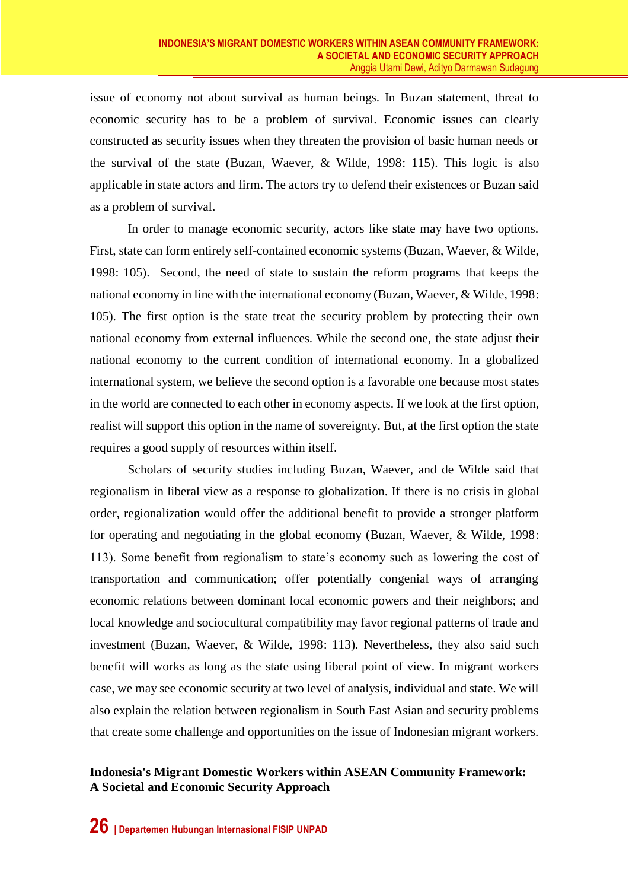issue of economy not about survival as human beings. In Buzan statement, threat to economic security has to be a problem of survival. Economic issues can clearly constructed as security issues when they threaten the provision of basic human needs or the survival of the state (Buzan, Waever, & Wilde, 1998: 115). This logic is also applicable in state actors and firm. The actors try to defend their existences or Buzan said as a problem of survival.

In order to manage economic security, actors like state may have two options. First, state can form entirely self-contained economic systems (Buzan, Waever, & Wilde, 1998: 105). Second, the need of state to sustain the reform programs that keeps the national economy in line with the international economy (Buzan, Waever, & Wilde, 1998: 105). The first option is the state treat the security problem by protecting their own national economy from external influences. While the second one, the state adjust their national economy to the current condition of international economy. In a globalized international system, we believe the second option is a favorable one because most states in the world are connected to each other in economy aspects. If we look at the first option, realist will support this option in the name of sovereignty. But, at the first option the state requires a good supply of resources within itself.

Scholars of security studies including Buzan, Waever, and de Wilde said that regionalism in liberal view as a response to globalization. If there is no crisis in global order, regionalization would offer the additional benefit to provide a stronger platform for operating and negotiating in the global economy (Buzan, Waever, & Wilde, 1998: 113). Some benefit from regionalism to state's economy such as lowering the cost of transportation and communication; offer potentially congenial ways of arranging economic relations between dominant local economic powers and their neighbors; and local knowledge and sociocultural compatibility may favor regional patterns of trade and investment (Buzan, Waever, & Wilde, 1998: 113). Nevertheless, they also said such benefit will works as long as the state using liberal point of view. In migrant workers case, we may see economic security at two level of analysis, individual and state. We will also explain the relation between regionalism in South East Asian and security problems that create some challenge and opportunities on the issue of Indonesian migrant workers.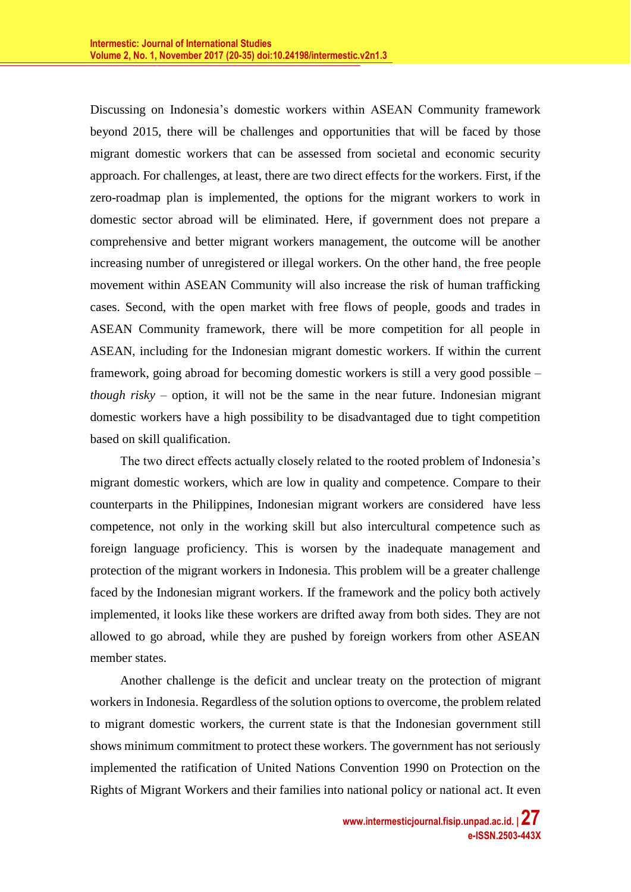Discussing on Indonesia's domestic workers within ASEAN Community framework beyond 2015, there will be challenges and opportunities that will be faced by those migrant domestic workers that can be assessed from societal and economic security approach. For challenges, at least, there are two direct effects for the workers. First, if the zero-roadmap plan is implemented, the options for the migrant workers to work in domestic sector abroad will be eliminated. Here, if government does not prepare a comprehensive and better migrant workers management, the outcome will be another increasing number of unregistered or illegal workers. On the other hand, the free people movement within ASEAN Community will also increase the risk of human trafficking cases. Second, with the open market with free flows of people, goods and trades in ASEAN Community framework, there will be more competition for all people in ASEAN, including for the Indonesian migrant domestic workers. If within the current framework, going abroad for becoming domestic workers is still a very good possible – *though risky* – option, it will not be the same in the near future. Indonesian migrant domestic workers have a high possibility to be disadvantaged due to tight competition based on skill qualification.

The two direct effects actually closely related to the rooted problem of Indonesia's migrant domestic workers, which are low in quality and competence. Compare to their counterparts in the Philippines, Indonesian migrant workers are considered have less competence, not only in the working skill but also intercultural competence such as foreign language proficiency. This is worsen by the inadequate management and protection of the migrant workers in Indonesia. This problem will be a greater challenge faced by the Indonesian migrant workers. If the framework and the policy both actively implemented, it looks like these workers are drifted away from both sides. They are not allowed to go abroad, while they are pushed by foreign workers from other ASEAN member states.

Another challenge is the deficit and unclear treaty on the protection of migrant workers in Indonesia. Regardless of the solution options to overcome, the problem related to migrant domestic workers, the current state is that the Indonesian government still shows minimum commitment to protect these workers. The government has not seriously implemented the ratification of United Nations Convention 1990 on Protection on the Rights of Migrant Workers and their families into national policy or national act. It even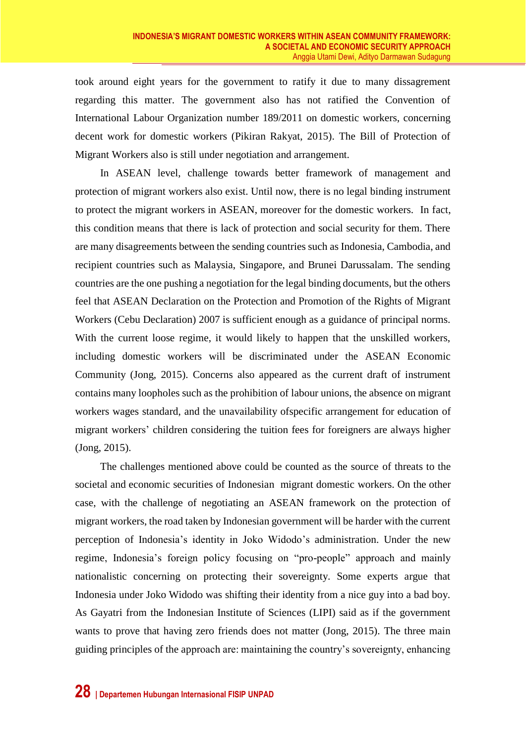took around eight years for the government to ratify it due to many dissagreement regarding this matter. The government also has not ratified the Convention of International Labour Organization number 189/2011 on domestic workers, concerning decent work for domestic workers (Pikiran Rakyat, 2015). The Bill of Protection of Migrant Workers also is still under negotiation and arrangement.

In ASEAN level, challenge towards better framework of management and protection of migrant workers also exist. Until now, there is no legal binding instrument to protect the migrant workers in ASEAN, moreover for the domestic workers. In fact, this condition means that there is lack of protection and social security for them. There are many disagreements between the sending countries such as Indonesia, Cambodia, and recipient countries such as Malaysia, Singapore, and Brunei Darussalam. The sending countries are the one pushing a negotiation for the legal binding documents, but the others feel that ASEAN Declaration on the Protection and Promotion of the Rights of Migrant Workers (Cebu Declaration) 2007 is sufficient enough as a guidance of principal norms. With the current loose regime, it would likely to happen that the unskilled workers, including domestic workers will be discriminated under the ASEAN Economic Community (Jong, 2015). Concerns also appeared as the current draft of instrument contains many loopholes such as the prohibition of labour unions, the absence on migrant workers wages standard, and the unavailability ofspecific arrangement for education of migrant workers' children considering the tuition fees for foreigners are always higher (Jong, 2015).

The challenges mentioned above could be counted as the source of threats to the societal and economic securities of Indonesian migrant domestic workers. On the other case, with the challenge of negotiating an ASEAN framework on the protection of migrant workers, the road taken by Indonesian government will be harder with the current perception of Indonesia's identity in Joko Widodo's administration. Under the new regime, Indonesia's foreign policy focusing on "pro-people" approach and mainly nationalistic concerning on protecting their sovereignty. Some experts argue that Indonesia under Joko Widodo was shifting their identity from a nice guy into a bad boy. As Gayatri from the Indonesian Institute of Sciences (LIPI) said as if the government wants to prove that having zero friends does not matter (Jong, 2015). The three main guiding principles of the approach are: maintaining the country's sovereignty, enhancing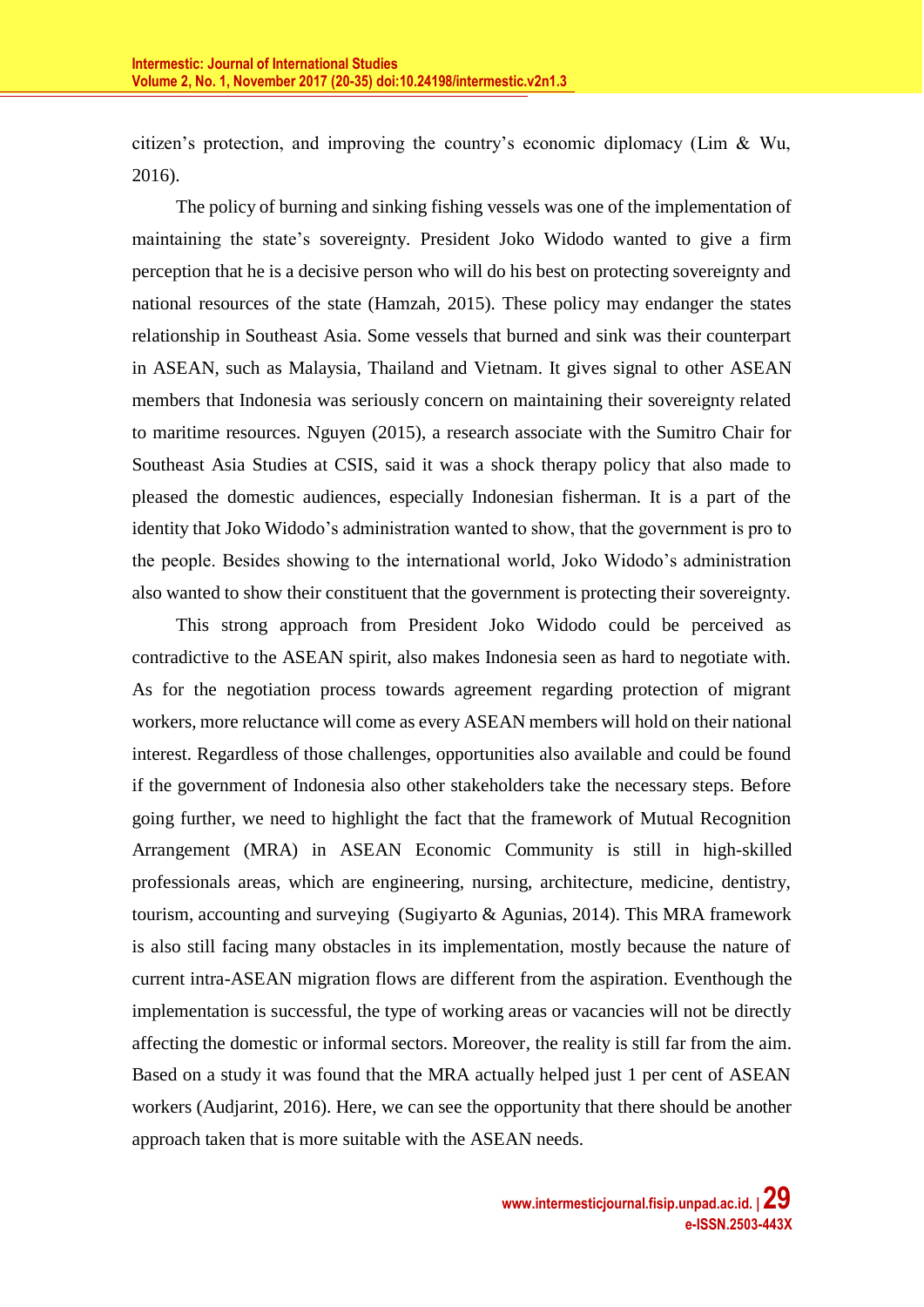citizen's protection, and improving the country's economic diplomacy (Lim & Wu, 2016).

The policy of burning and sinking fishing vessels was one of the implementation of maintaining the state's sovereignty. President Joko Widodo wanted to give a firm perception that he is a decisive person who will do his best on protecting sovereignty and national resources of the state (Hamzah, 2015). These policy may endanger the states relationship in Southeast Asia. Some vessels that burned and sink was their counterpart in ASEAN, such as Malaysia, Thailand and Vietnam. It gives signal to other ASEAN members that Indonesia was seriously concern on maintaining their sovereignty related to maritime resources. Nguyen (2015), a research associate with the Sumitro Chair for Southeast Asia Studies at CSIS, said it was a shock therapy policy that also made to pleased the domestic audiences, especially Indonesian fisherman. It is a part of the identity that Joko Widodo's administration wanted to show, that the government is pro to the people. Besides showing to the international world, Joko Widodo's administration also wanted to show their constituent that the government is protecting their sovereignty.

This strong approach from President Joko Widodo could be perceived as contradictive to the ASEAN spirit, also makes Indonesia seen as hard to negotiate with. As for the negotiation process towards agreement regarding protection of migrant workers, more reluctance will come as every ASEAN members will hold on their national interest. Regardless of those challenges, opportunities also available and could be found if the government of Indonesia also other stakeholders take the necessary steps. Before going further, we need to highlight the fact that the framework of Mutual Recognition Arrangement (MRA) in ASEAN Economic Community is still in high-skilled professionals areas, which are engineering, nursing, architecture, medicine, dentistry, tourism, accounting and surveying (Sugiyarto & Agunias, 2014). This MRA framework is also still facing many obstacles in its implementation, mostly because the nature of current intra-ASEAN migration flows are different from the aspiration. Eventhough the implementation is successful, the type of working areas or vacancies will not be directly affecting the domestic or informal sectors. Moreover, the reality is still far from the aim. Based on a study it was found that the MRA actually helped just 1 per cent of ASEAN workers (Audjarint, 2016). Here, we can see the opportunity that there should be another approach taken that is more suitable with the ASEAN needs.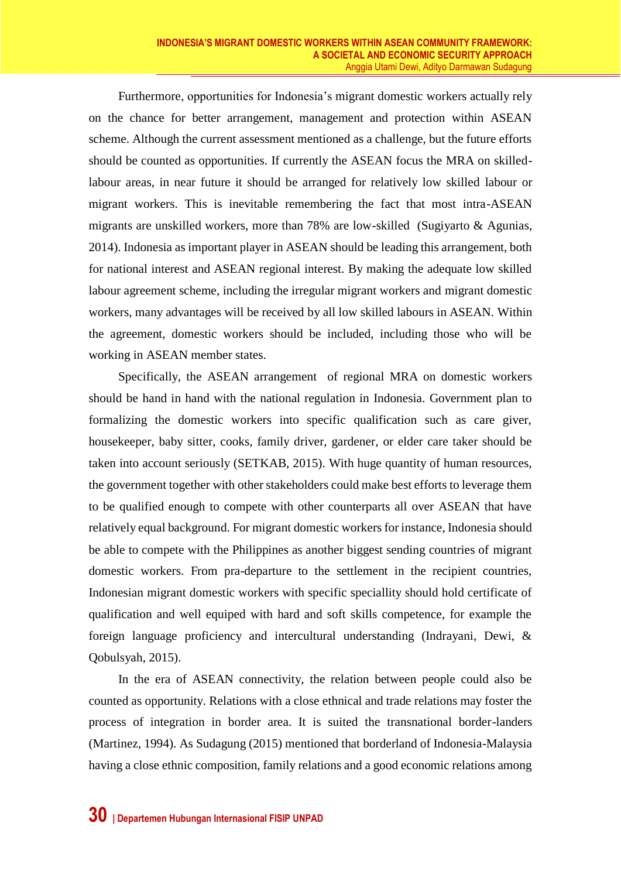Furthermore, opportunities for Indonesia's migrant domestic workers actually rely on the chance for better arrangement, management and protection within ASEAN scheme. Although the current assessment mentioned as a challenge, but the future efforts should be counted as opportunities. If currently the ASEAN focus the MRA on skilled-labour areas, in near future it should be arranged for relatively low skilled labour or migrant workers. This is inevitable remembering the fact that most intra-ASEAN migrants are unskilled workers, more than 78% are low-skilled (Sugiyarto & Agunias, 2014). Indonesia as important player in ASEAN should be leading this arrangement, both for national interest and ASEAN regional interest. By making the adequate low skilled labour agreement scheme, including the irregular migrant workers and migrant domestic workers, many advantages will be received by all low skilled labours in ASEAN. Within the agreement, domestic workers should be included, including those who will be working in ASEAN member states.

Specifically, the ASEAN arrangement of regional MRA on domestic workers should be hand in hand with the national regulation in Indonesia. Government plan to formalizing the domestic workers into specific qualification such as care giver, housekeeper, baby sitter, cooks, family driver, gardener, or elder care taker should be taken into account seriously (SETKAB, 2015). With huge quantity of human resources, the government together with other stakeholders could make best efforts to leverage them to be qualified enough to compete with other counterparts all over ASEAN that have relatively equal background. For migrant domestic workers for instance, Indonesia should be able to compete with the Philippines as another biggest sending countries of migrant domestic workers. From pra-departure to the settlement in the recipient countries, Indonesian migrant domestic workers with specific speciallity should hold certificate of qualification and well equiped with hard and soft skills competence, for example the foreign language proficiency and intercultural understanding (Indrayani, Dewi, & Qobulsyah, 2015).

In the era of ASEAN connectivity, the relation between people could also be counted as opportunity. Relations with a close ethnical and trade relations may foster the process of integration in border area. It is suited the transnational border-landers (Martinez, 1994). As Sudagung (2015) mentioned that borderland of Indonesia-Malaysia having a close ethnic composition, family relations and a good economic relations among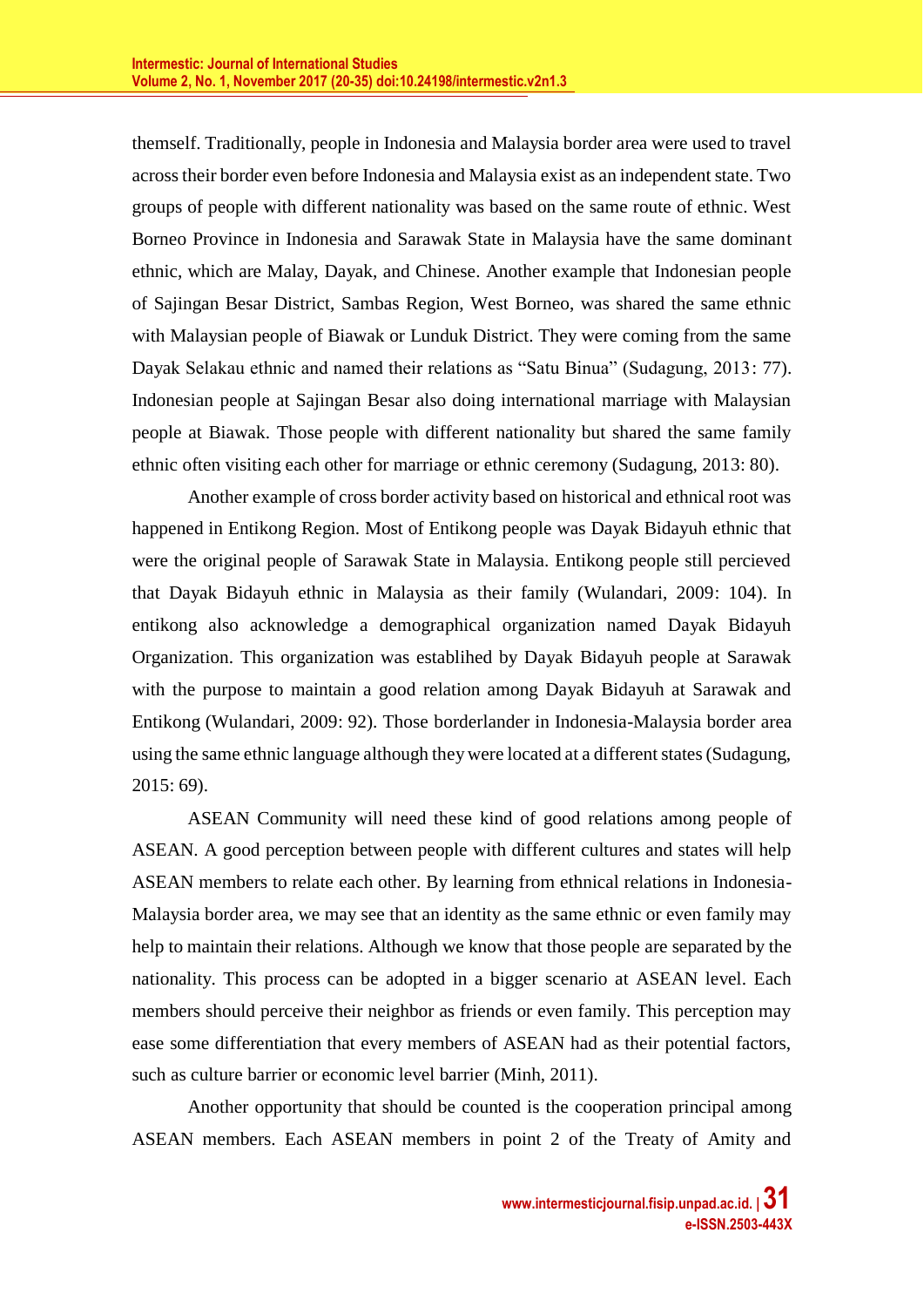themself. Traditionally, people in Indonesia and Malaysia border area were used to travel across their border even before Indonesia and Malaysia exist as an independent state. Two groups of people with different nationality was based on the same route of ethnic. West Borneo Province in Indonesia and Sarawak State in Malaysia have the same dominant ethnic, which are Malay, Dayak, and Chinese. Another example that Indonesian people of Sajingan Besar District, Sambas Region, West Borneo, was shared the same ethnic with Malaysian people of Biawak or Lunduk District. They were coming from the same Dayak Selakau ethnic and named their relations as "Satu Binua" (Sudagung, 2013: 77). Indonesian people at Sajingan Besar also doing international marriage with Malaysian people at Biawak. Those people with different nationality but shared the same family ethnic often visiting each other for marriage or ethnic ceremony (Sudagung, 2013: 80).

Another example of cross border activity based on historical and ethnical root was happened in Entikong Region. Most of Entikong people was Dayak Bidayuh ethnic that were the original people of Sarawak State in Malaysia. Entikong people still percieved that Dayak Bidayuh ethnic in Malaysia as their family (Wulandari, 2009: 104). In entikong also acknowledge a demographical organization named Dayak Bidayuh Organization. This organization was establihed by Dayak Bidayuh people at Sarawak with the purpose to maintain a good relation among Dayak Bidayuh at Sarawak and Entikong (Wulandari, 2009: 92). Those borderlander in Indonesia-Malaysia border area using the same ethnic language although they were located at a different states (Sudagung, 2015: 69).

ASEAN Community will need these kind of good relations among people of ASEAN. A good perception between people with different cultures and states will help ASEAN members to relate each other. By learning from ethnical relations in Indonesia-Malaysia border area, we may see that an identity as the same ethnic or even family may help to maintain their relations. Although we know that those people are separated by the nationality. This process can be adopted in a bigger scenario at ASEAN level. Each members should perceive their neighbor as friends or even family. This perception may ease some differentiation that every members of ASEAN had as their potential factors, such as culture barrier or economic level barrier (Minh, 2011).

Another opportunity that should be counted is the cooperation principal among ASEAN members. Each ASEAN members in point 2 of the Treaty of Amity and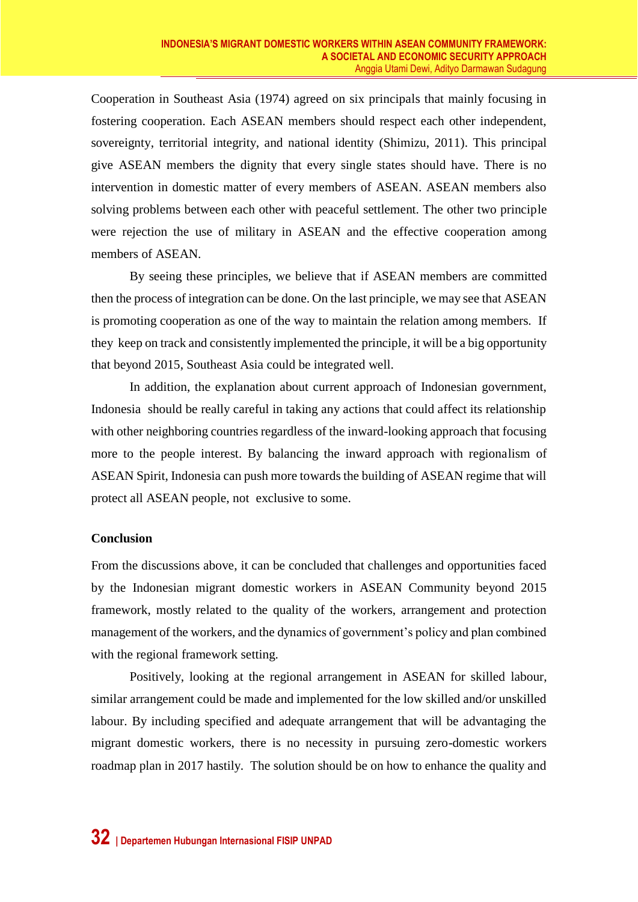Cooperation in Southeast Asia (1974) agreed on six principals that mainly focusing in fostering cooperation. Each ASEAN members should respect each other independent, sovereignty, territorial integrity, and national identity (Shimizu, 2011). This principal give ASEAN members the dignity that every single states should have. There is no intervention in domestic matter of every members of ASEAN. ASEAN members also solving problems between each other with peaceful settlement. The other two principle were rejection the use of military in ASEAN and the effective cooperation among members of ASEAN.

By seeing these principles, we believe that if ASEAN members are committed then the process of integration can be done. On the last principle, we may see that ASEAN is promoting cooperation as one of the way to maintain the relation among members. If they keep on track and consistently implemented the principle, it will be a big opportunity that beyond 2015, Southeast Asia could be integrated well.

In addition, the explanation about current approach of Indonesian government, Indonesia should be really careful in taking any actions that could affect its relationship with other neighboring countries regardless of the inward-looking approach that focusing more to the people interest. By balancing the inward approach with regionalism of ASEAN Spirit, Indonesia can push more towards the building of ASEAN regime that will protect all ASEAN people, not exclusive to some.

**Conclusion**

From the discussions above, it can be concluded that challenges and opportunities faced by the Indonesian migrant domestic workers in ASEAN Community beyond 2015 framework, mostly related to the quality of the workers, arrangement and protection management of the workers, and the dynamics of government's policy and plan combined with the regional framework setting.

Positively, looking at the regional arrangement in ASEAN for skilled labour, similar arrangement could be made and implemented for the low skilled and/or unskilled labour. By including specified and adequate arrangement that will be advantaging the migrant domestic workers, there is no necessity in pursuing zero-domestic workers roadmap plan in 2017 hastily. The solution should be on how to enhance the quality and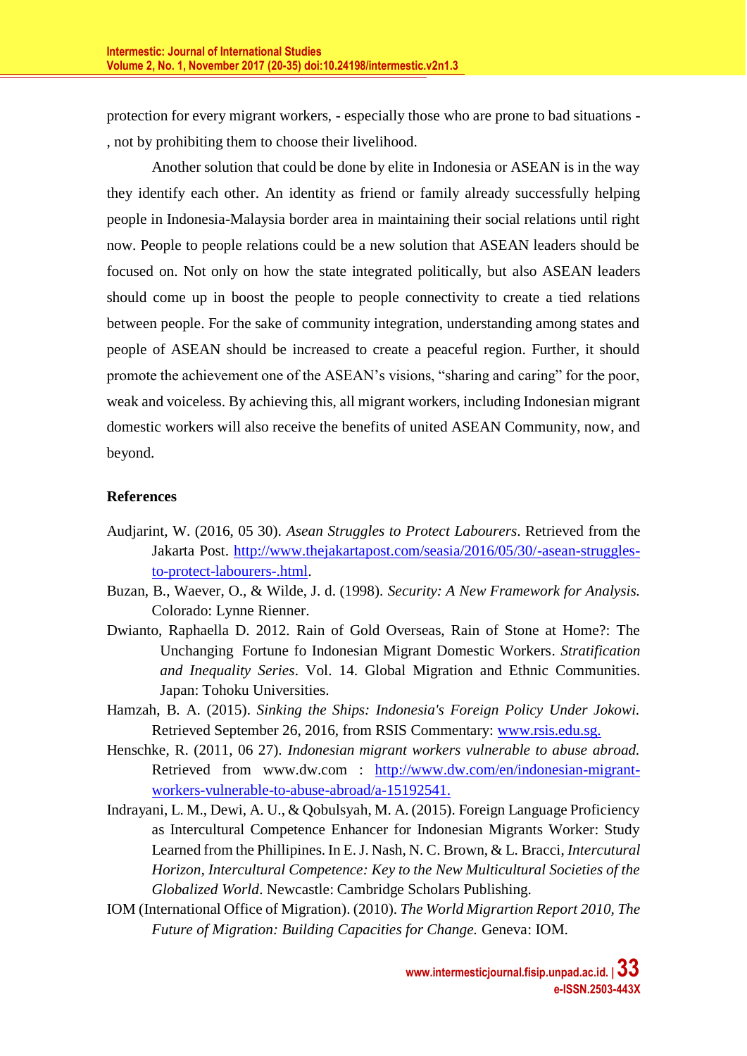protection for every migrant workers, - especially those who are prone to bad situations - , not by prohibiting them to choose their livelihood.

Another solution that could be done by elite in Indonesia or ASEAN is in the way they identify each other. An identity as friend or family already successfully helping people in Indonesia-Malaysia border area in maintaining their social relations until right now. People to people relations could be a new solution that ASEAN leaders should be focused on. Not only on how the state integrated politically, but also ASEAN leaders should come up in boost the people to people connectivity to create a tied relations between people. For the sake of community integration, understanding among states and people of ASEAN should be increased to create a peaceful region. Further, it should promote the achievement one of the ASEAN's visions, "sharing and caring" for the poor, weak and voiceless. By achieving this, all migrant workers, including Indonesian migrant domestic workers will also receive the benefits of united ASEAN Community, now, and beyond.

## References

Audjarint, W. (2016, 05 30). *Asean Struggles to Protect Labourers*. Retrieved from the Jakarta Post. http://www.thejakartapost.com/seasia/2016/05/30/-asean-struggles-to-protect-labourers-.html.

Buzan, B., Waever, O., & Wilde, J. d. (1998). *Security: A New Framework for Analysis.* Colorado: Lynne Rienner.

Dwianto, Raphaella D. 2012. Rain of Gold Overseas, Rain of Stone at Home?: The Unchanging Fortune fo Indonesian Migrant Domestic Workers. *Stratification and Inequality Series*. Vol. 14. Global Migration and Ethnic Communities. Japan: Tohoku Universities.

Hamzah, B. A. (2015). *Sinking the Ships: Indonesia's Foreign Policy Under Jokowi.* Retrieved September 26, 2016, from RSIS Commentary: www.rsis.edu.sg.

Henschke, R. (2011, 06 27). *Indonesian migrant workers vulnerable to abuse abroad.* Retrieved from www.dw.com : http://www.dw.com/en/indonesian-migrant-workers-vulnerable-to-abuse-abroad/a-15192541.

Indrayani, L. M., Dewi, A. U., & Qobulsyah, M. A. (2015). Foreign Language Proficiency as Intercultural Competence Enhancer for Indonesian Migrants Worker: Study Learned from the Phillipines. In E. J. Nash, N. C. Brown, & L. Bracci, *Intercutural Horizon, Intercultural Competence: Key to the New Multicultural Societies of the Globalized World*. Newcastle: Cambridge Scholars Publishing.

IOM (International Office of Migration). (2010). *The World Migrartion Report 2010, The Future of Migration: Building Capacities for Change.* Geneva: IOM.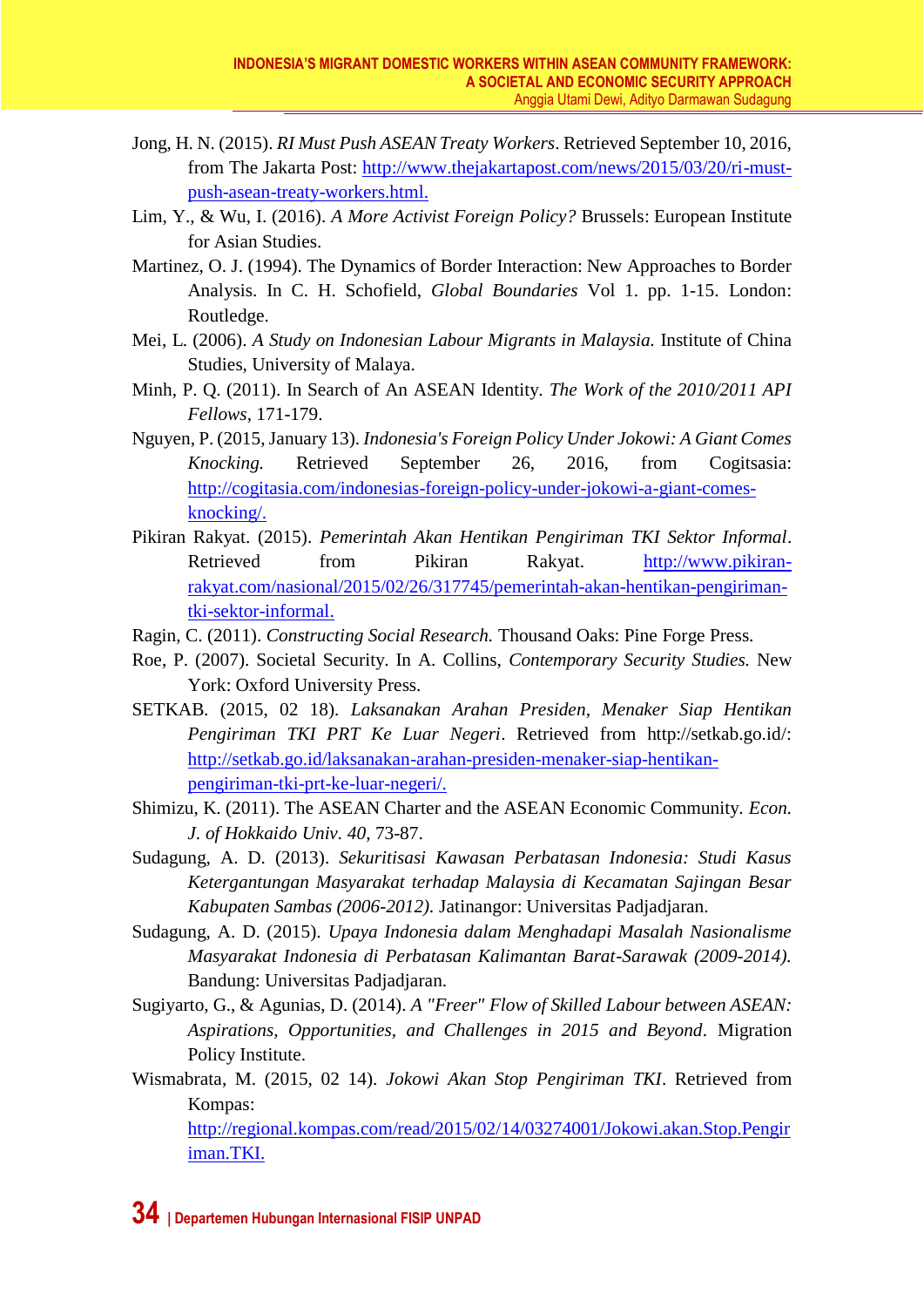Jong, H. N. (2015). *RI Must Push ASEAN Treaty Workers*. Retrieved September 10, 2016, from The Jakarta Post: http://www.thejakartapost.com/news/2015/03/20/ri-must-push-asean-treaty-workers.html.

Lim, Y., & Wu, I. (2016). *A More Activist Foreign Policy?* Brussels: European Institute for Asian Studies.

Martinez, O. J. (1994). The Dynamics of Border Interaction: New Approaches to Border Analysis. In C. H. Schofield, *Global Boundaries* Vol 1. pp. 1-15. London: Routledge.

Mei, L. (2006). *A Study on Indonesian Labour Migrants in Malaysia.* Institute of China Studies, University of Malaya.

Minh, P. Q. (2011). In Search of An ASEAN Identity. *The Work of the 2010/2011 API Fellows*, 171-179.

Nguyen, P. (2015, January 13). *Indonesia's Foreign Policy Under Jokowi: A Giant Comes Knocking.* Retrieved September 26, 2016, from Cogitsasia: http://cogitasia.com/indonesias-foreign-policy-under-jokowi-a-giant-comes-knocking/.

Pikiran Rakyat. (2015). *Pemerintah Akan Hentikan Pengiriman TKI Sektor Informal*. Retrieved from Pikiran Rakyat. http://www.pikiran-rakyat.com/nasional/2015/02/26/317745/pemerintah-akan-hentikan-pengiriman-tki-sektor-informal.

Ragin, C. (2011). *Constructing Social Research.* Thousand Oaks: Pine Forge Press.

Roe, P. (2007). Societal Security. In A. Collins, *Contemporary Security Studies.* New York: Oxford University Press.

SETKAB. (2015, 02 18). *Laksanakan Arahan Presiden, Menaker Siap Hentikan Pengiriman TKI PRT Ke Luar Negeri*. Retrieved from http://setkab.go.id/: http://setkab.go.id/laksanakan-arahan-presiden-menaker-siap-hentikan-pengiriman-tki-prt-ke-luar-negeri/.

Shimizu, K. (2011). The ASEAN Charter and the ASEAN Economic Community. *Econ. J. of Hokkaido Univ*. *40*, 73-87.

Sudagung, A. D. (2013). *Sekuritisasi Kawasan Perbatasan Indonesia: Studi Kasus Ketergantungan Masyarakat terhadap Malaysia di Kecamatan Sajingan Besar Kabupaten Sambas (2006-2012).* Jatinangor: Universitas Padjadjaran.

Sudagung, A. D. (2015). *Upaya Indonesia dalam Menghadapi Masalah Nasionalisme Masyarakat Indonesia di Perbatasan Kalimantan Barat-Sarawak (2009-2014).* Bandung: Universitas Padjadjaran.

Sugiyarto, G., & Agunias, D. (2014). *A "Freer" Flow of Skilled Labour between ASEAN: Aspirations, Opportunities, and Challenges in 2015 and Beyond*. Migration Policy Institute.

Wismabrata, M. (2015, 02 14). *Jokowi Akan Stop Pengiriman TKI*. Retrieved from Kompas: http://regional.kompas.com/read/2015/02/14/03274001/Jokowi.akan.Stop.Pengiriman.TKI.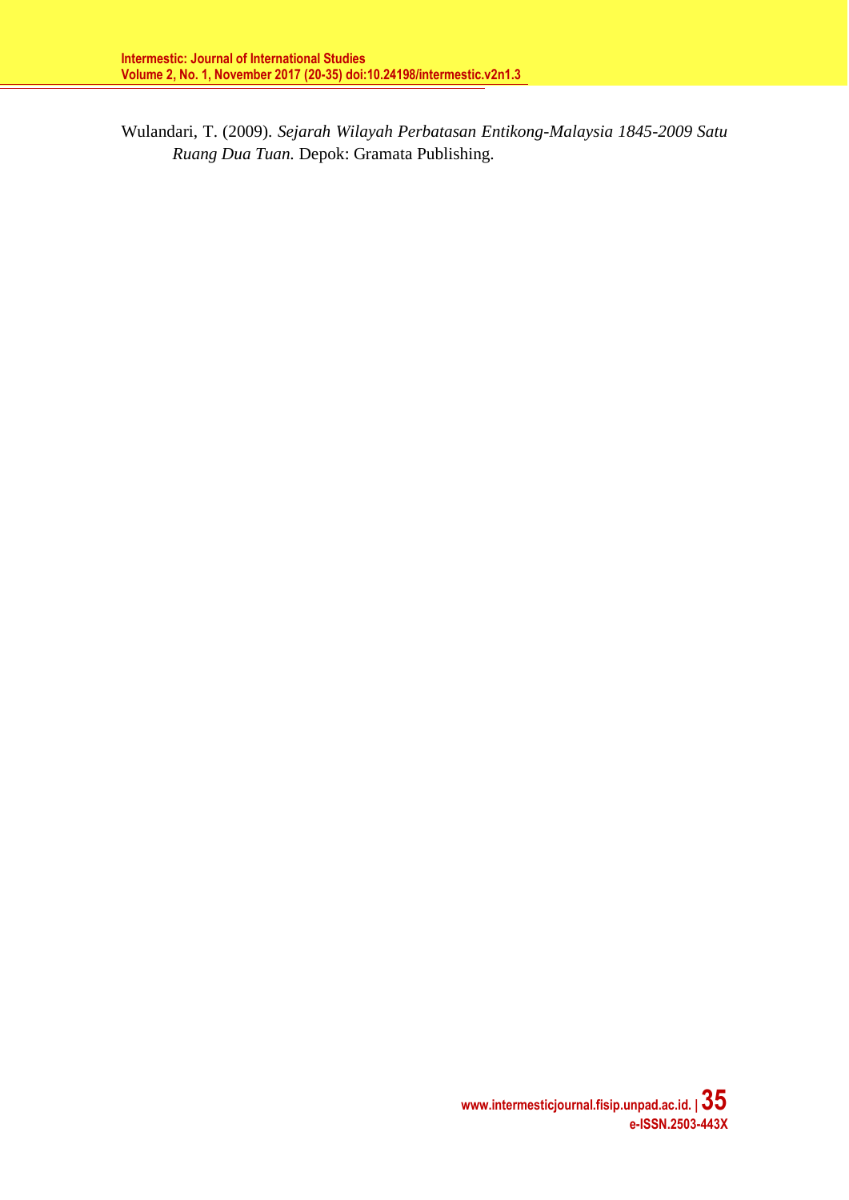Wulandari, T. (2009). *Sejarah Wilayah Perbatasan Entikong-Malaysia 1845-2009 Satu Ruang Dua Tuan.* Depok: Gramata Publishing.